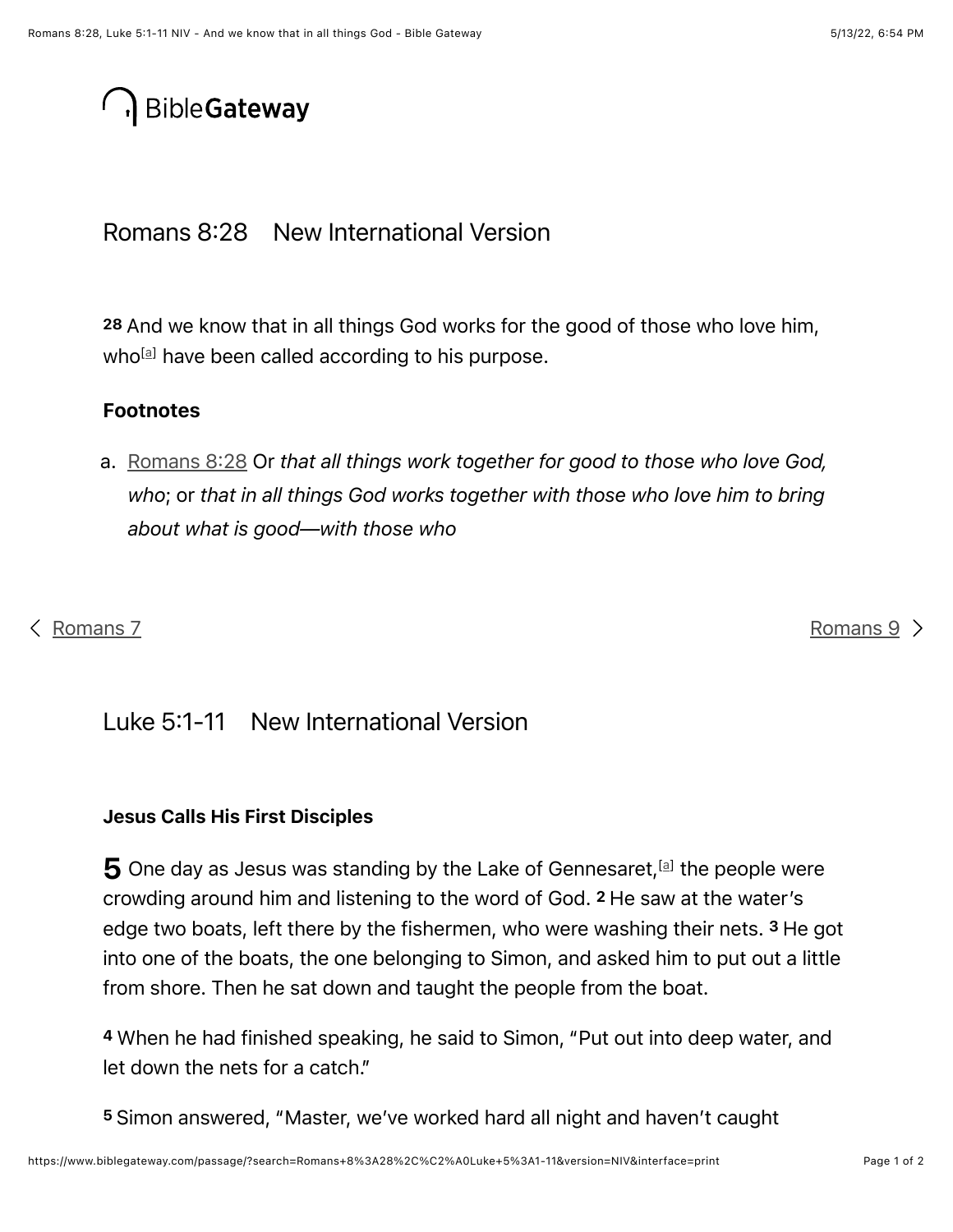BibleGateway

## Romans 8:28    New International Version

**28** And we know that in all things God works for the good of those who love him, who[a] have been called according to his purpose.

### Footnotes

a. Romans 8:28 Or *that all things work together for good to those who love God, who*; or *that in all things God works together with those who love him to bring about what is good—with those who*

< Romans 7    Romans 9 >

## Luke 5:1-11    New International Version

### Jesus Calls His First Disciples

**5** One day as Jesus was standing by the Lake of Gennesaret,[a] the people were crowding around him and listening to the word of God. **2** He saw at the water's edge two boats, left there by the fishermen, who were washing their nets. **3** He got into one of the boats, the one belonging to Simon, and asked him to put out a little from shore. Then he sat down and taught the people from the boat.

**4** When he had finished speaking, he said to Simon, "Put out into deep water, and let down the nets for a catch."

**5** Simon answered, "Master, we've worked hard all night and haven't caught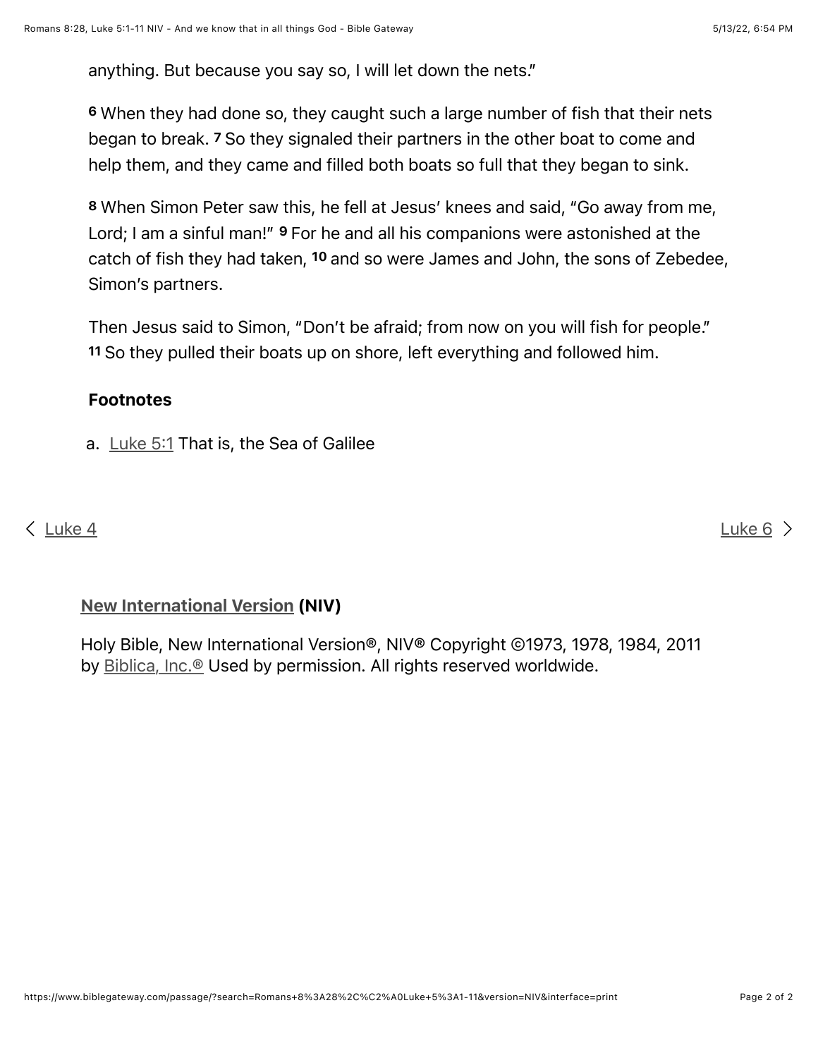anything. But because you say so, I will let down the nets."

**6** When they had done so, they caught such a large number of fish that their nets began to break. **7** So they signaled their partners in the other boat to come and help them, and they came and filled both boats so full that they began to sink.

**8** When Simon Peter saw this, he fell at Jesus' knees and said, "Go away from me, Lord; I am a sinful man!" **9** For he and all his companions were astonished at the catch of fish they had taken, **10** and so were James and John, the sons of Zebedee, Simon's partners.

Then Jesus said to Simon, "Don't be afraid; from now on you will fish for people." **11** So they pulled their boats up on shore, left everything and followed him.

**Footnotes**

a. Luke 5:1 That is, the Sea of Galilee

< Luke 4 Luke 6 >

**New International Version (NIV)**

Holy Bible, New International Version®, NIV® Copyright ©1973, 1978, 1984, 2011 by Biblica, Inc.® Used by permission. All rights reserved worldwide.